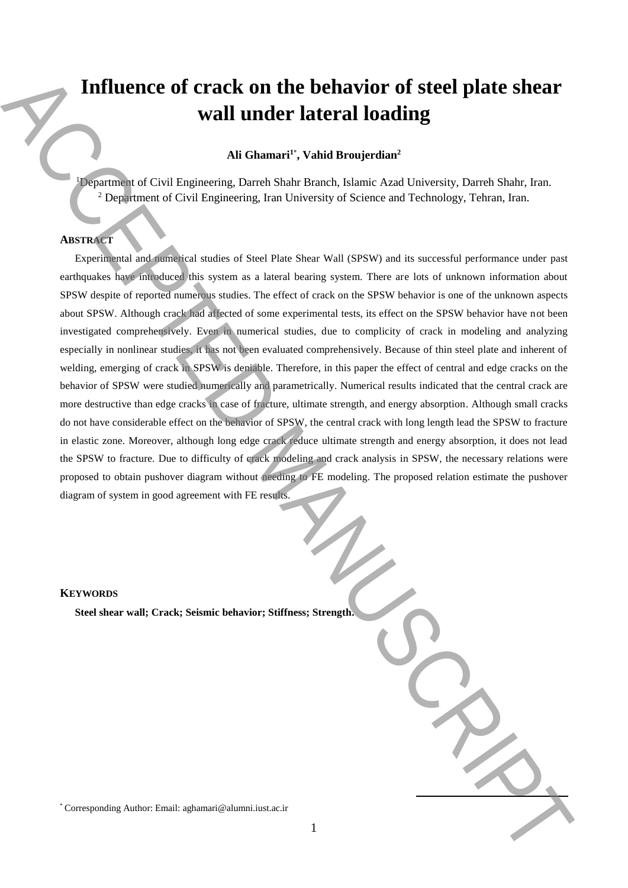# Influence of crack on the behavior of steel plate shear wall under lateral loading

**Ali Ghamari[1*], Vahid Broujerdian[2]**

[1]Department of Civil Engineering, Darreh Shahr Branch, Islamic Azad University, Darreh Shahr, Iran.
[2] Department of Civil Engineering, Iran University of Science and Technology, Tehran, Iran.

## ABSTRACT

Experimental and numerical studies of Steel Plate Shear Wall (SPSW) and its successful performance under past earthquakes have introduced this system as a lateral bearing system. There are lots of unknown information about SPSW despite of reported numerous studies. The effect of crack on the SPSW behavior is one of the unknown aspects about SPSW. Although crack had affected of some experimental tests, its effect on the SPSW behavior have not been investigated comprehensively. Even in numerical studies, due to complicity of crack in modeling and analyzing especially in nonlinear studies, it has not been evaluated comprehensively. Because of thin steel plate and inherent of welding, emerging of crack in SPSW is deniable. Therefore, in this paper the effect of central and edge cracks on the behavior of SPSW were studied numerically and parametrically. Numerical results indicated that the central crack are more destructive than edge cracks in case of fracture, ultimate strength, and energy absorption. Although small cracks do not have considerable effect on the behavior of SPSW, the central crack with long length lead the SPSW to fracture in elastic zone. Moreover, although long edge crack reduce ultimate strength and energy absorption, it does not lead the SPSW to fracture. Due to difficulty of crack modeling and crack analysis in SPSW, the necessary relations were proposed to obtain pushover diagram without needing to FE modeling. The proposed relation estimate the pushover diagram of system in good agreement with FE results.

## KEYWORDS

**Steel shear wall; Crack; Seismic behavior; Stiffness; Strength.**

[*] Corresponding Author: Email: aghamari@alumni.iust.ac.ir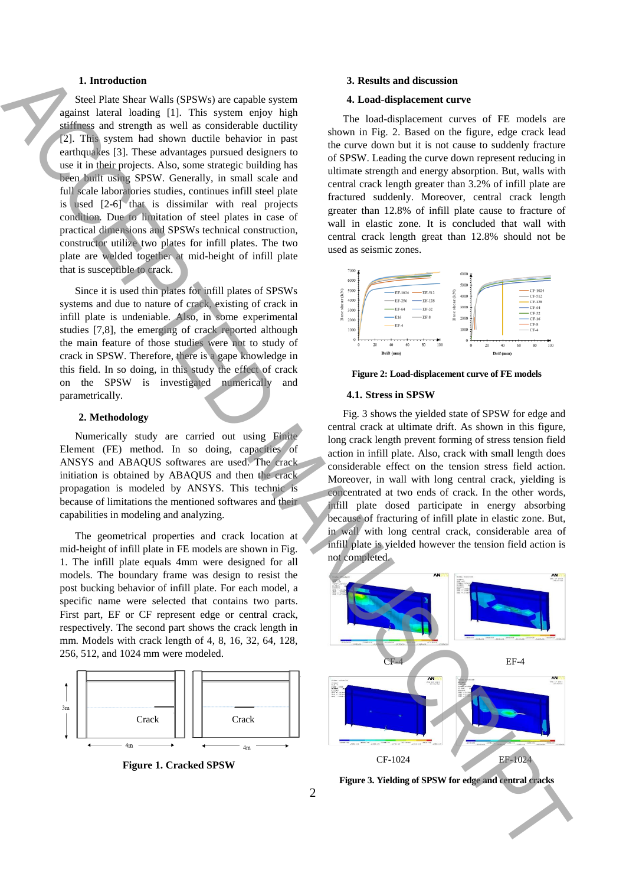## 1. Introduction

Steel Plate Shear Walls (SPSWs) are capable system against lateral loading [1]. This system enjoy high stiffness and strength as well as considerable ductility [2]. This system had shown ductile behavior in past earthquakes [3]. These advantages pursued designers to use it in their projects. Also, some strategic building has been built using SPSW. Generally, in small scale and full scale laboratories studies, continues infill steel plate is used [2-6] that is dissimilar with real projects condition. Due to limitation of steel plates in case of practical dimensions and SPSWs technical construction, constructor utilize two plates for infill plates. The two plate are welded together at mid-height of infill plate that is susceptible to crack.

Since it is used thin plates for infill plates of SPSWs systems and due to nature of crack, existing of crack in infill plate is undeniable. Also, in some experimental studies [7,8], the emerging of crack reported although the main feature of those studies were not to study of crack in SPSW. Therefore, there is a gape knowledge in this field. In so doing, in this study the effect of crack on the SPSW is investigated numerically and parametrically.

## 2. Methodology

Numerically study are carried out using Finite Element (FE) method. In so doing, capacities of ANSYS and ABAQUS softwares are used. The crack initiation is obtained by ABAQUS and then the crack propagation is modeled by ANSYS. This technic is because of limitations the mentioned softwares and their capabilities in modeling and analyzing.

The geometrical properties and crack location at mid-height of infill plate in FE models are shown in Fig. 1. The infill plate equals 4mm were designed for all models. The boundary frame was design to resist the post bucking behavior of infill plate. For each model, a specific name were selected that contains two parts. First part, EF or CF represent edge or central crack, respectively. The second part shows the crack length in mm. Models with crack length of 4, 8, 16, 32, 64, 128, 256, 512, and 1024 mm were modeled.

**Figure 1. Cracked SPSW**

## 3. Results and discussion

## 4. Load-displacement curve

The load-displacement curves of FE models are shown in Fig. 2. Based on the figure, edge crack lead the curve down but it is not cause to suddenly fracture of SPSW. Leading the curve down represent reducing in ultimate strength and energy absorption. But, walls with central crack length greater than 3.2% of infill plate are fractured suddenly. Moreover, central crack length greater than 12.8% of infill plate cause to fracture of wall in elastic zone. It is concluded that wall with central crack length great than 12.8% should not be used as seismic zones.

**Figure 2: Load-displacement curve of FE models**

### 4.1. Stress in SPSW

Fig. 3 shows the yielded state of SPSW for edge and central crack at ultimate drift. As shown in this figure, long crack length prevent forming of stress tension field action in infill plate. Also, crack with small length does considerable effect on the tension stress field action. Moreover, in wall with long central crack, yielding is concentrated at two ends of crack. In the other words, infill plate dosed participate in energy absorbing because of fracturing of infill plate in elastic zone. But, in wall with long central crack, considerable area of infill plate is yielded however the tension field action is not completed.

**Figure 3. Yielding of SPSW for edge and central cracks**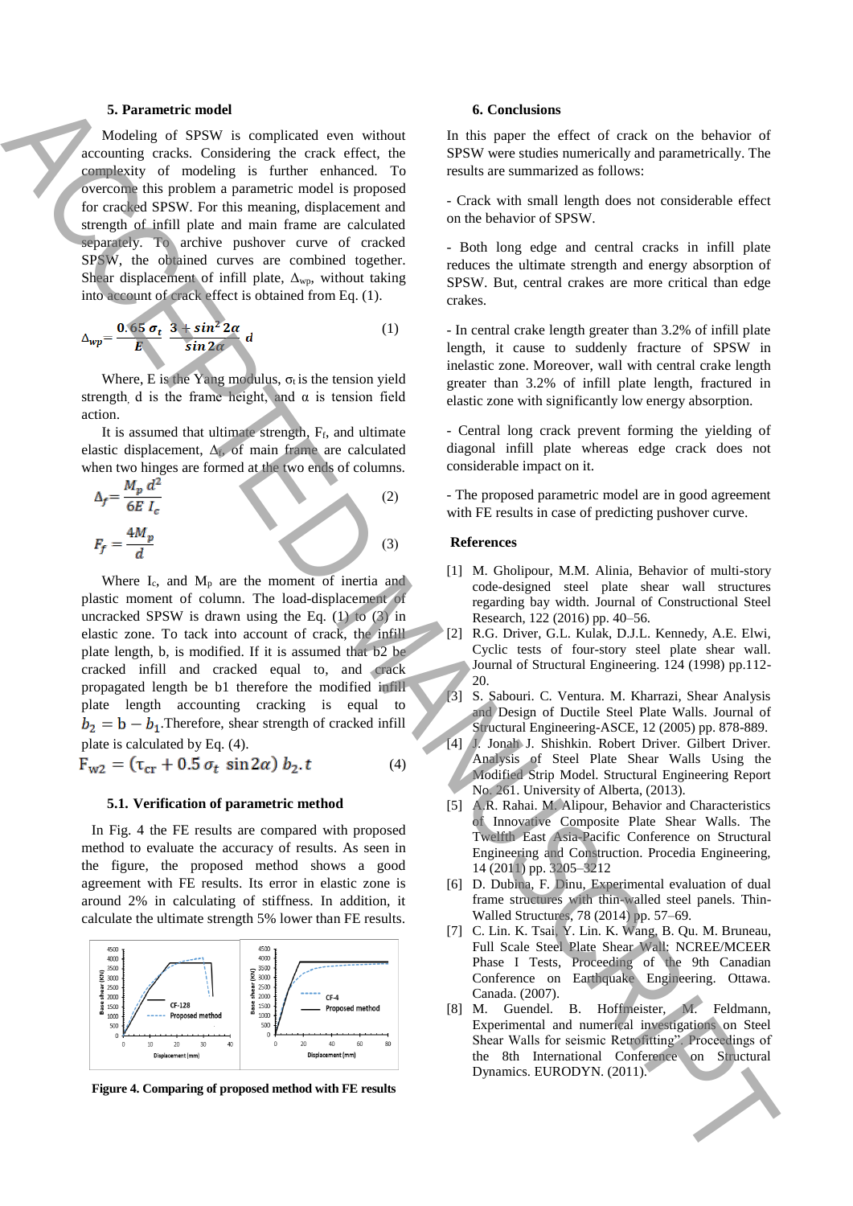## 5. Parametric model

Modeling of SPSW is complicated even without accounting cracks. Considering the crack effect, the complexity of modeling is further enhanced. To overcome this problem a parametric model is proposed for cracked SPSW. For this meaning, displacement and strength of infill plate and main frame are calculated separately. To archive pushover curve of cracked SPSW, the obtained curves are combined together. Shear displacement of infill plate, $\Delta_{wp}$, without taking into account of crack effect is obtained from Eq. (1).

$$\Delta_{wp} = \frac{0.65\,\sigma_t}{E}\,\frac{3+\sin^2 2\alpha}{\sin 2\alpha}\,d \tag{1}$$

Where, E is the Yang modulus, $\sigma_t$ is the tension yield strength, d is the frame height, and α is tension field action.

It is assumed that ultimate strength, $F_f$, and ultimate elastic displacement, $\Delta_f$, of main frame are calculated when two hinges are formed at the two ends of columns.

$$\Delta_f = \frac{M_p\, d^2}{6E\, I_c} \tag{2}$$

$$F_f = \frac{4M_p}{d} \tag{3}$$

Where $I_c$, and $M_p$ are the moment of inertia and plastic moment of column. The load-displacement of uncracked SPSW is drawn using the Eq. (1) to (3) in elastic zone. To tack into account of crack, the infill plate length, b, is modified. If it is assumed that b2 be cracked infill and cracked equal to, and crack propagated length be b1 therefore the modified infill plate length accounting cracking is equal to $b_2 = \mathrm{b} - b_1$. Therefore, shear strength of cracked infill plate is calculated by Eq. (4).

$$\mathrm{F_{w2}} = (\tau_{cr} + 0.5\,\sigma_t\,\sin 2\alpha)\, b_2.t \tag{4}$$

### 5.1. Verification of parametric method

In Fig. 4 the FE results are compared with proposed method to evaluate the accuracy of results. As seen in the figure, the proposed method shows a good agreement with FE results. Its error in elastic zone is around 2% in calculating of stiffness. In addition, it calculate the ultimate strength 5% lower than FE results.

Base shear (KN)
Displacement (mm)
CF-12B
Proposed method

Base shear (KN)
Displacement (mm)
CF-4
Proposed method

**Figure 4. Comparing of proposed method with FE results**

## 6. Conclusions

In this paper the effect of crack on the behavior of SPSW were studies numerically and parametrically. The results are summarized as follows:

- Crack with small length does not considerable effect on the behavior of SPSW.

- Both long edge and central cracks in infill plate reduces the ultimate strength and energy absorption of SPSW. But, central crakes are more critical than edge crakes.

- In central crake length greater than 3.2% of infill plate length, it cause to suddenly fracture of SPSW in inelastic zone. Moreover, wall with central crake length greater than 3.2% of infill plate length, fractured in elastic zone with significantly low energy absorption.

- Central long crack prevent forming the yielding of diagonal infill plate whereas edge crack does not considerable impact on it.

- The proposed parametric model are in good agreement with FE results in case of predicting pushover curve.

## References

[1] M. Gholipour, M.M. Alinia, Behavior of multi-story code-designed steel plate shear wall structures regarding bay width. Journal of Constructional Steel Research, 122 (2016) pp. 40–56.

[2] R.G. Driver, G.L. Kulak, D.J.L. Kennedy, A.E. Elwi, Cyclic tests of four-story steel plate shear wall. Journal of Structural Engineering. 124 (1998) pp.112-20.

[3] S. Sabouri. C. Ventura. M. Kharrazi, Shear Analysis and Design of Ductile Steel Plate Walls. Journal of Structural Engineering-ASCE, 12 (2005) pp. 878-889.

[4] J. Jonah J. Shishkin. Robert Driver. Gilbert Driver. Analysis of Steel Plate Shear Walls Using the Modified Strip Model. Structural Engineering Report No. 261. University of Alberta, (2013).

[5] A.R. Rahai. M. Alipour, Behavior and Characteristics of Innovative Composite Plate Shear Walls. The Twelfth East Asia-Pacific Conference on Structural Engineering and Construction. Procedia Engineering, 14 (2011) pp. 3205–3212

[6] D. Dubina, F. Dinu, Experimental evaluation of dual frame structures with thin-walled steel panels. Thin-Walled Structures, 78 (2014) pp. 57–69.

[7] C. Lin. K. Tsai. Y. Lin. K. Wang. B. Qu. M. Bruneau, Full Scale Steel Plate Shear Wall: NCREE/MCEER Phase I Tests, Proceeding of the 9th Canadian Conference on Earthquake Engineering. Ottawa. Canada. (2007).

[8] M. Guendel. B. Hoffmeister, M. Feldmann, Experimental and numerical investigations on Steel Shear Walls for seismic Retrofitting". Proceedings of the 8th International Conference on Structural Dynamics. EURODYN. (2011).